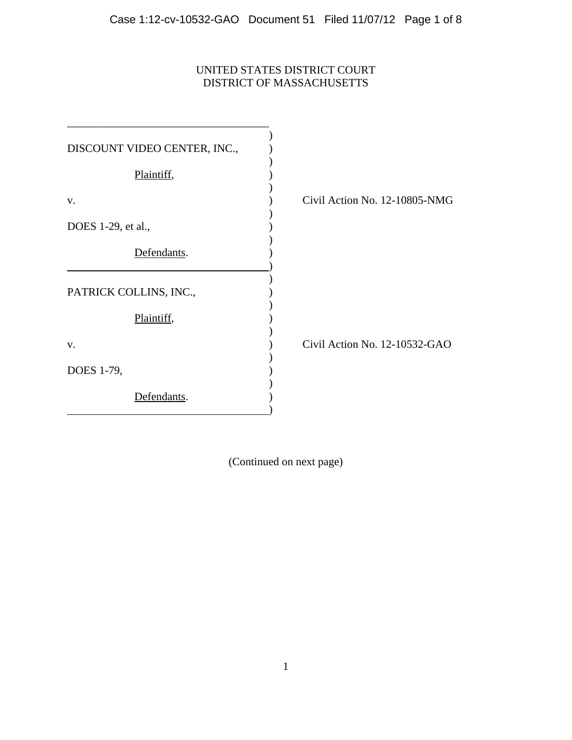UNITED STATES DISTRICT COURT
DISTRICT OF MASSACHUSETTS

| | |
|---|---|
| DISCOUNT VIDEO CENTER, INC.,<br><br>Plaintiff,<br><br>v.<br><br>DOES 1-29, et al.,<br><br>Defendants. | Civil Action No. 12-10805-NMG |
| PATRICK COLLINS, INC.,<br><br>Plaintiff,<br><br>v.<br><br>DOES 1-79,<br><br>Defendants. | Civil Action No. 12-10532-GAO |

(Continued on next page)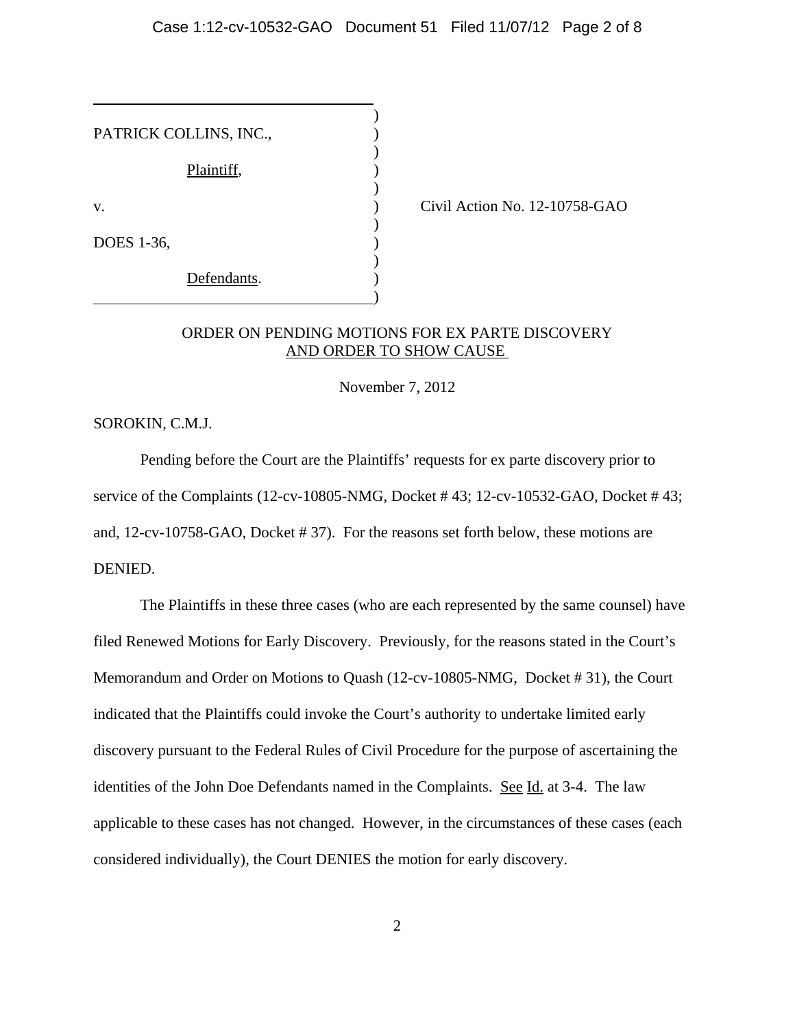PATRICK COLLINS, INC.,

Plaintiff,

v.

DOES 1-36,

Defendants.

Civil Action No. 12-10758-GAO

ORDER ON PENDING MOTIONS FOR EX PARTE DISCOVERY AND ORDER TO SHOW CAUSE

November 7, 2012

SOROKIN, C.M.J.

Pending before the Court are the Plaintiffs' requests for ex parte discovery prior to service of the Complaints (12-cv-10805-NMG, Docket # 43; 12-cv-10532-GAO, Docket # 43; and, 12-cv-10758-GAO, Docket # 37). For the reasons set forth below, these motions are DENIED.

The Plaintiffs in these three cases (who are each represented by the same counsel) have filed Renewed Motions for Early Discovery. Previously, for the reasons stated in the Court's Memorandum and Order on Motions to Quash (12-cv-10805-NMG, Docket # 31), the Court indicated that the Plaintiffs could invoke the Court's authority to undertake limited early discovery pursuant to the Federal Rules of Civil Procedure for the purpose of ascertaining the identities of the John Doe Defendants named in the Complaints. See Id. at 3-4. The law applicable to these cases has not changed. However, in the circumstances of these cases (each considered individually), the Court DENIES the motion for early discovery.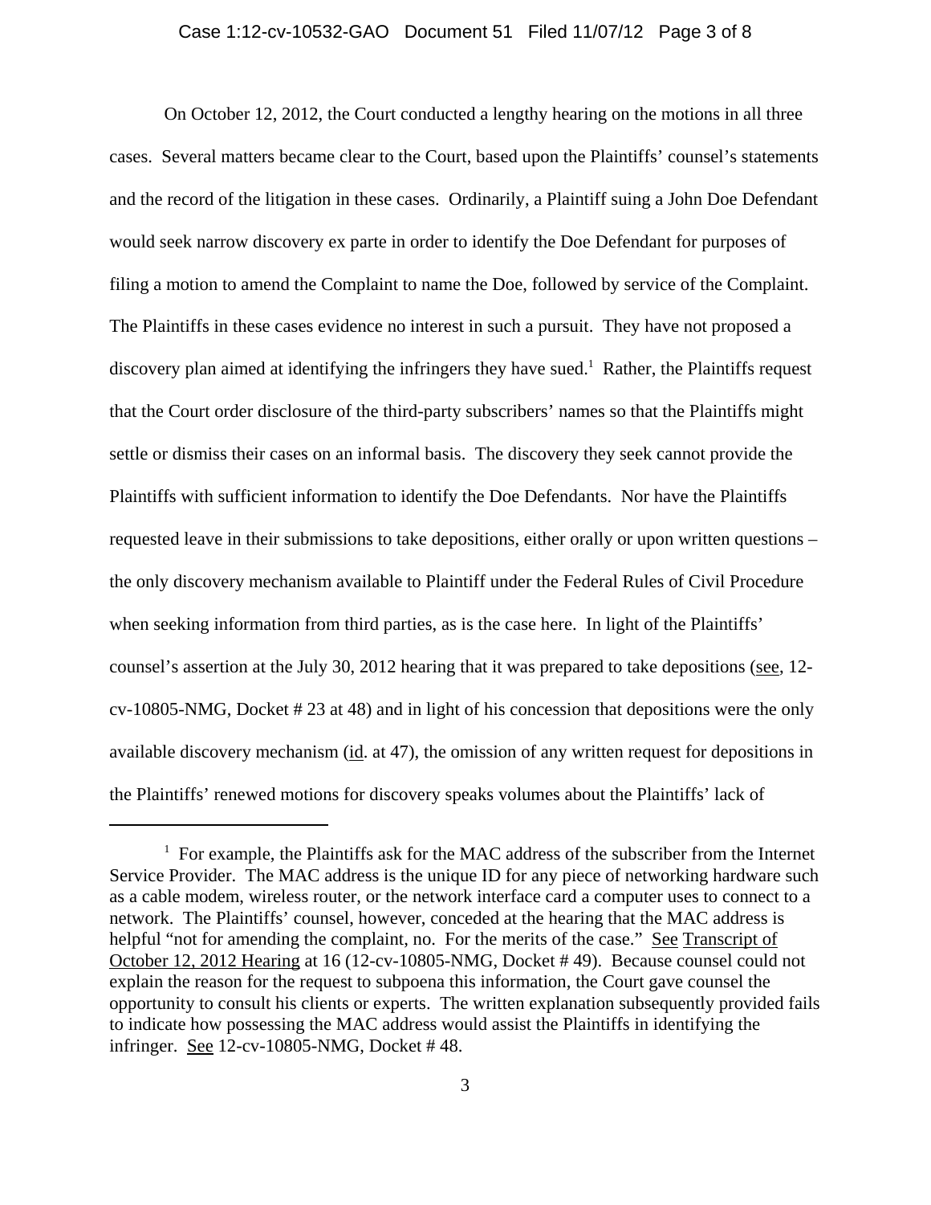On October 12, 2012, the Court conducted a lengthy hearing on the motions in all three cases. Several matters became clear to the Court, based upon the Plaintiffs' counsel's statements and the record of the litigation in these cases. Ordinarily, a Plaintiff suing a John Doe Defendant would seek narrow discovery ex parte in order to identify the Doe Defendant for purposes of filing a motion to amend the Complaint to name the Doe, followed by service of the Complaint. The Plaintiffs in these cases evidence no interest in such a pursuit. They have not proposed a discovery plan aimed at identifying the infringers they have sued.[1] Rather, the Plaintiffs request that the Court order disclosure of the third-party subscribers' names so that the Plaintiffs might settle or dismiss their cases on an informal basis. The discovery they seek cannot provide the Plaintiffs with sufficient information to identify the Doe Defendants. Nor have the Plaintiffs requested leave in their submissions to take depositions, either orally or upon written questions – the only discovery mechanism available to Plaintiff under the Federal Rules of Civil Procedure when seeking information from third parties, as is the case here. In light of the Plaintiffs' counsel's assertion at the July 30, 2012 hearing that it was prepared to take depositions (see, 12-cv-10805-NMG, Docket # 23 at 48) and in light of his concession that depositions were the only available discovery mechanism (id. at 47), the omission of any written request for depositions in the Plaintiffs' renewed motions for discovery speaks volumes about the Plaintiffs' lack of

---

[1] For example, the Plaintiffs ask for the MAC address of the subscriber from the Internet Service Provider. The MAC address is the unique ID for any piece of networking hardware such as a cable modem, wireless router, or the network interface card a computer uses to connect to a network. The Plaintiffs' counsel, however, conceded at the hearing that the MAC address is helpful "not for amending the complaint, no. For the merits of the case." See Transcript of October 12, 2012 Hearing at 16 (12-cv-10805-NMG, Docket # 49). Because counsel could not explain the reason for the request to subpoena this information, the Court gave counsel the opportunity to consult his clients or experts. The written explanation subsequently provided fails to indicate how possessing the MAC address would assist the Plaintiffs in identifying the infringer. See 12-cv-10805-NMG, Docket # 48.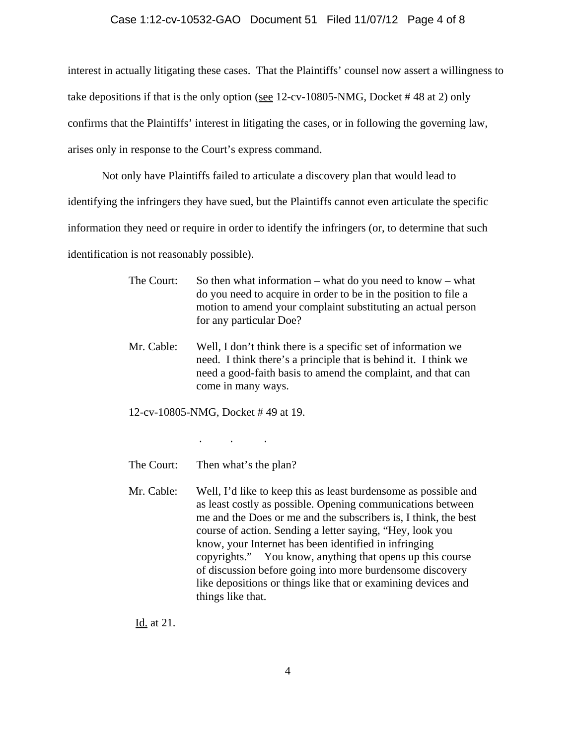interest in actually litigating these cases. That the Plaintiffs' counsel now assert a willingness to take depositions if that is the only option (see 12-cv-10805-NMG, Docket # 48 at 2) only confirms that the Plaintiffs' interest in litigating the cases, or in following the governing law, arises only in response to the Court's express command.

Not only have Plaintiffs failed to articulate a discovery plan that would lead to identifying the infringers they have sued, but the Plaintiffs cannot even articulate the specific information they need or require in order to identify the infringers (or, to determine that such identification is not reasonably possible).

> The Court: So then what information – what do you need to know – what do you need to acquire in order to be in the position to file a motion to amend your complaint substituting an actual person for any particular Doe?
>
> Mr. Cable: Well, I don't think there is a specific set of information we need. I think there's a principle that is behind it. I think we need a good-faith basis to amend the complaint, and that can come in many ways.
>
> 12-cv-10805-NMG, Docket # 49 at 19.
>
> . . .
>
> The Court: Then what's the plan?
>
> Mr. Cable: Well, I'd like to keep this as least burdensome as possible and as least costly as possible. Opening communications between me and the Does or me and the subscribers is, I think, the best course of action. Sending a letter saying, "Hey, look you know, your Internet has been identified in infringing copyrights." You know, anything that opens up this course of discussion before going into more burdensome discovery like depositions or things like that or examining devices and things like that.
>
> Id. at 21.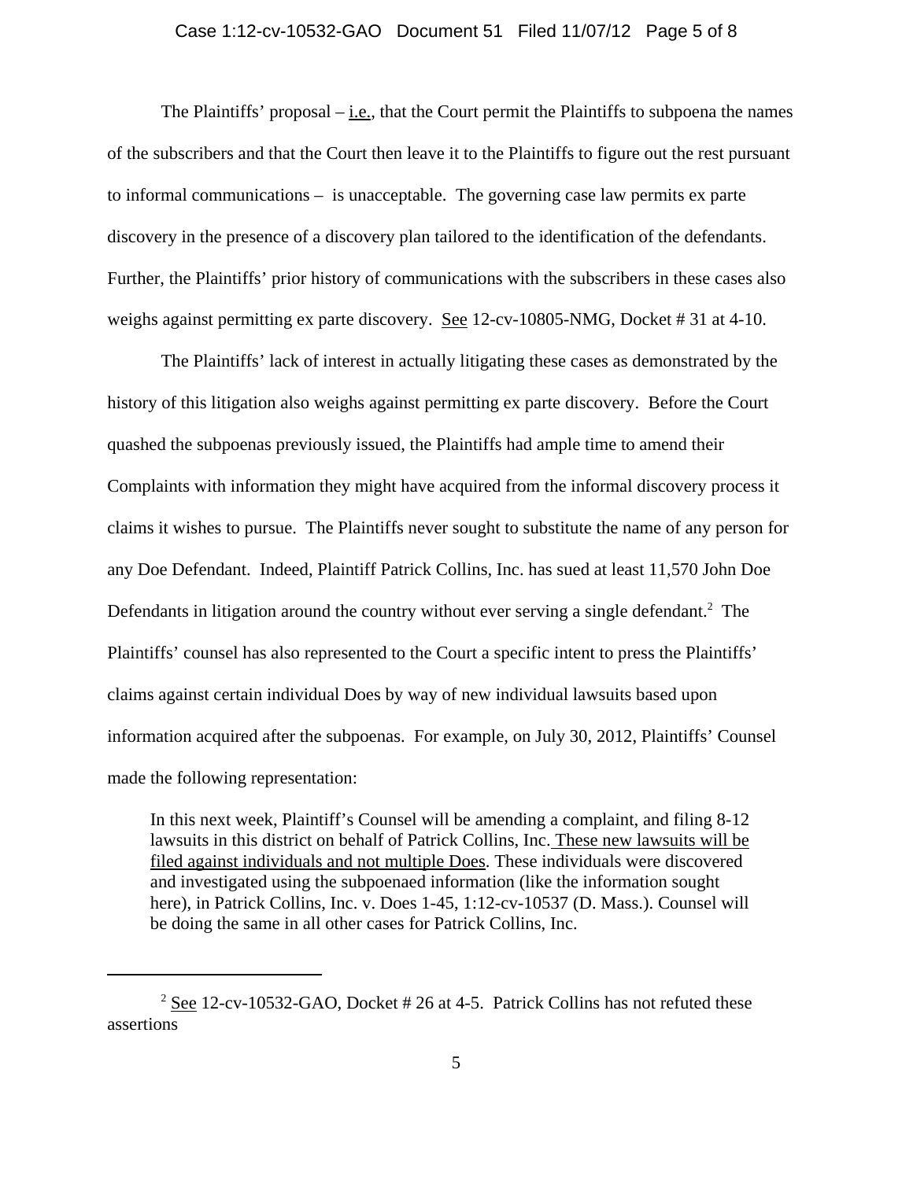The Plaintiffs' proposal – i.e., that the Court permit the Plaintiffs to subpoena the names of the subscribers and that the Court then leave it to the Plaintiffs to figure out the rest pursuant to informal communications – is unacceptable. The governing case law permits ex parte discovery in the presence of a discovery plan tailored to the identification of the defendants. Further, the Plaintiffs' prior history of communications with the subscribers in these cases also weighs against permitting ex parte discovery. See 12-cv-10805-NMG, Docket # 31 at 4-10.

The Plaintiffs' lack of interest in actually litigating these cases as demonstrated by the history of this litigation also weighs against permitting ex parte discovery. Before the Court quashed the subpoenas previously issued, the Plaintiffs had ample time to amend their Complaints with information they might have acquired from the informal discovery process it claims it wishes to pursue. The Plaintiffs never sought to substitute the name of any person for any Doe Defendant. Indeed, Plaintiff Patrick Collins, Inc. has sued at least 11,570 John Doe Defendants in litigation around the country without ever serving a single defendant.[2] The Plaintiffs' counsel has also represented to the Court a specific intent to press the Plaintiffs' claims against certain individual Does by way of new individual lawsuits based upon information acquired after the subpoenas. For example, on July 30, 2012, Plaintiffs' Counsel made the following representation:

> In this next week, Plaintiff's Counsel will be amending a complaint, and filing 8-12 lawsuits in this district on behalf of Patrick Collins, Inc. These new lawsuits will be filed against individuals and not multiple Does. These individuals were discovered and investigated using the subpoenaed information (like the information sought here), in Patrick Collins, Inc. v. Does 1-45, 1:12-cv-10537 (D. Mass.). Counsel will be doing the same in all other cases for Patrick Collins, Inc.

---

[2] See 12-cv-10532-GAO, Docket # 26 at 4-5. Patrick Collins has not refuted these assertions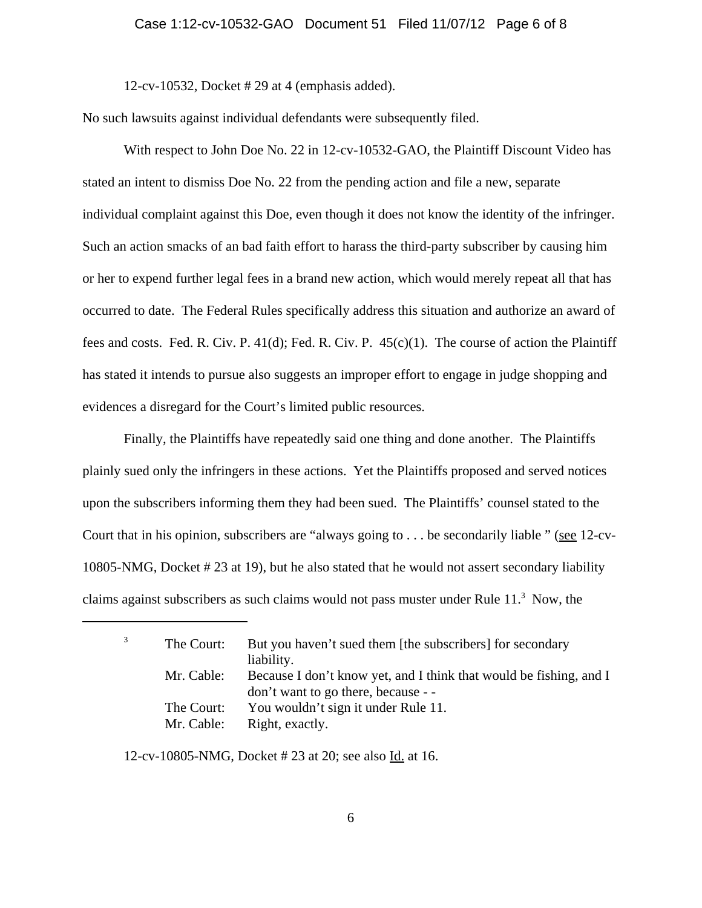12-cv-10532, Docket # 29 at 4 (emphasis added).

No such lawsuits against individual defendants were subsequently filed.

With respect to John Doe No. 22 in 12-cv-10532-GAO, the Plaintiff Discount Video has stated an intent to dismiss Doe No. 22 from the pending action and file a new, separate individual complaint against this Doe, even though it does not know the identity of the infringer. Such an action smacks of an bad faith effort to harass the third-party subscriber by causing him or her to expend further legal fees in a brand new action, which would merely repeat all that has occurred to date. The Federal Rules specifically address this situation and authorize an award of fees and costs. Fed. R. Civ. P. 41(d); Fed. R. Civ. P. 45(c)(1). The course of action the Plaintiff has stated it intends to pursue also suggests an improper effort to engage in judge shopping and evidences a disregard for the Court's limited public resources.

Finally, the Plaintiffs have repeatedly said one thing and done another. The Plaintiffs plainly sued only the infringers in these actions. Yet the Plaintiffs proposed and served notices upon the subscribers informing them they had been sued. The Plaintiffs' counsel stated to the Court that in his opinion, subscribers are "always going to . . . be secondarily liable " (see 12-cv-10805-NMG, Docket # 23 at 19), but he also stated that he would not assert secondary liability claims against subscribers as such claims would not pass muster under Rule 11.[3] Now, the

---

[3] The Court: But you haven't sued them [the subscribers] for secondary liability.
Mr. Cable: Because I don't know yet, and I think that would be fishing, and I don't want to go there, because - -
The Court: You wouldn't sign it under Rule 11.
Mr. Cable: Right, exactly.

12-cv-10805-NMG, Docket # 23 at 20; see also Id. at 16.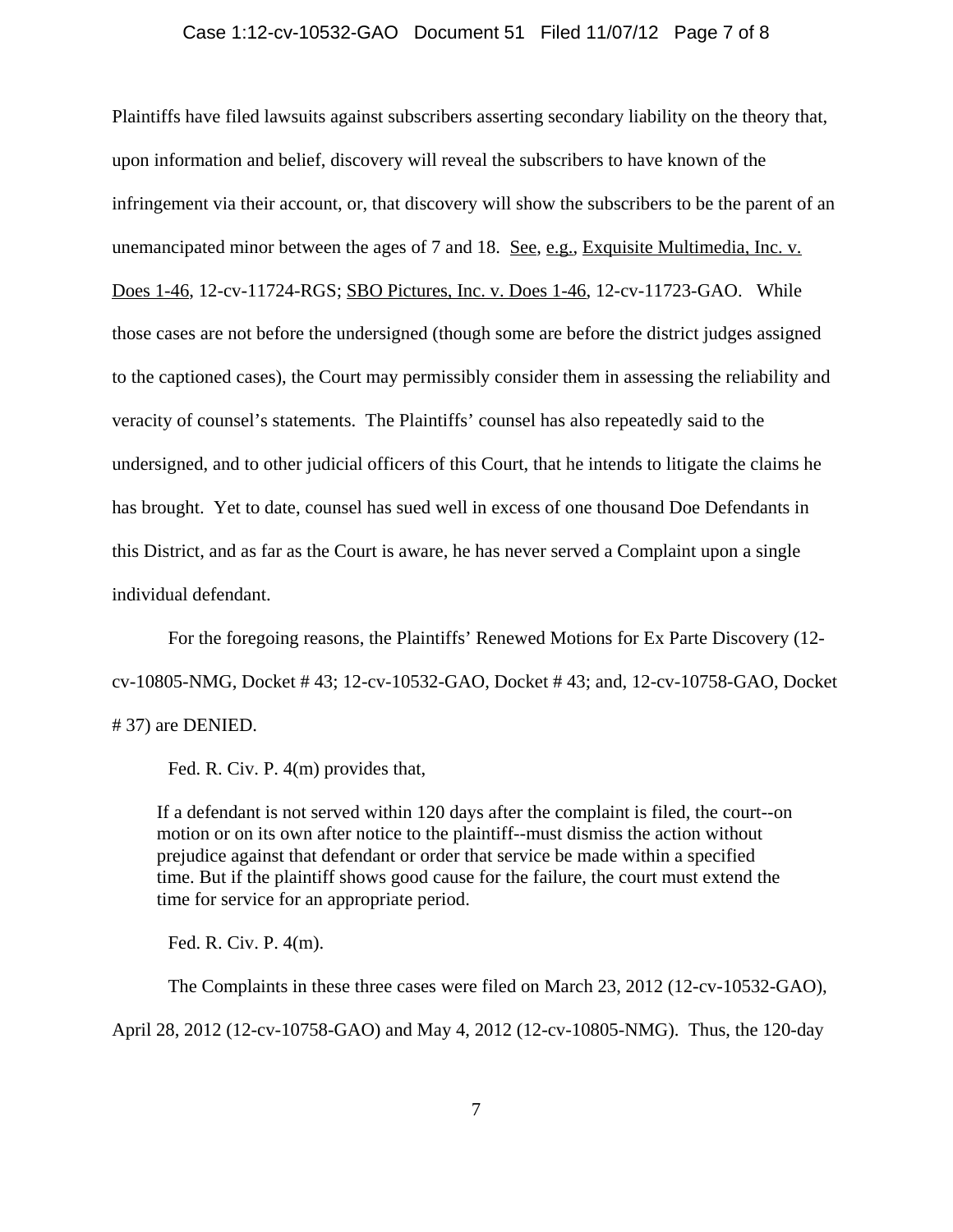Plaintiffs have filed lawsuits against subscribers asserting secondary liability on the theory that, upon information and belief, discovery will reveal the subscribers to have known of the infringement via their account, or, that discovery will show the subscribers to be the parent of an unemancipated minor between the ages of 7 and 18. See, e.g., Exquisite Multimedia, Inc. v. Does 1-46, 12-cv-11724-RGS; SBO Pictures, Inc. v. Does 1-46, 12-cv-11723-GAO. While those cases are not before the undersigned (though some are before the district judges assigned to the captioned cases), the Court may permissibly consider them in assessing the reliability and veracity of counsel's statements. The Plaintiffs' counsel has also repeatedly said to the undersigned, and to other judicial officers of this Court, that he intends to litigate the claims he has brought. Yet to date, counsel has sued well in excess of one thousand Doe Defendants in this District, and as far as the Court is aware, he has never served a Complaint upon a single individual defendant.

For the foregoing reasons, the Plaintiffs' Renewed Motions for Ex Parte Discovery (12-cv-10805-NMG, Docket # 43; 12-cv-10532-GAO, Docket # 43; and, 12-cv-10758-GAO, Docket # 37) are DENIED.

Fed. R. Civ. P. 4(m) provides that,

> If a defendant is not served within 120 days after the complaint is filed, the court--on motion or on its own after notice to the plaintiff--must dismiss the action without prejudice against that defendant or order that service be made within a specified time. But if the plaintiff shows good cause for the failure, the court must extend the time for service for an appropriate period.

Fed. R. Civ. P. 4(m).

The Complaints in these three cases were filed on March 23, 2012 (12-cv-10532-GAO), April 28, 2012 (12-cv-10758-GAO) and May 4, 2012 (12-cv-10805-NMG). Thus, the 120-day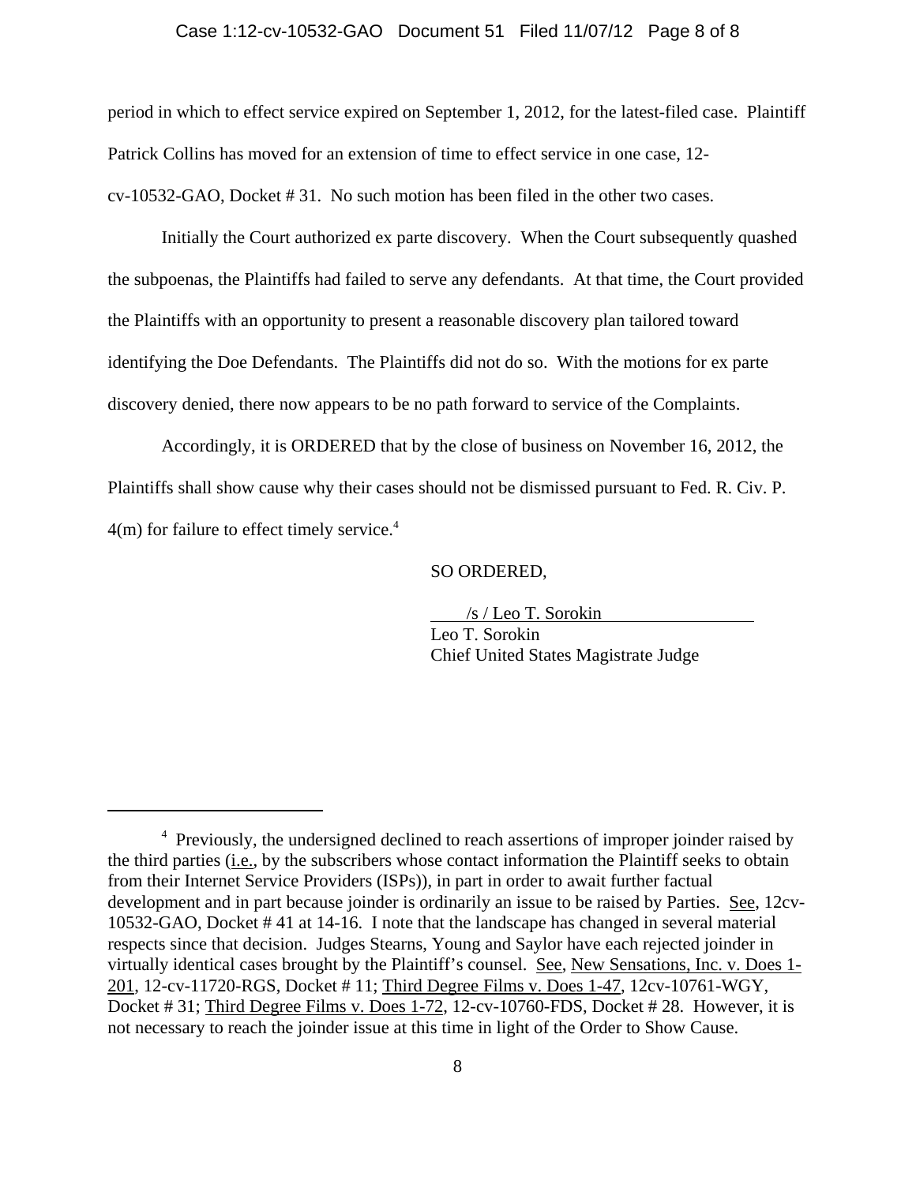period in which to effect service expired on September 1, 2012, for the latest-filed case. Plaintiff Patrick Collins has moved for an extension of time to effect service in one case, 12-cv-10532-GAO, Docket # 31. No such motion has been filed in the other two cases.

Initially the Court authorized ex parte discovery. When the Court subsequently quashed the subpoenas, the Plaintiffs had failed to serve any defendants. At that time, the Court provided the Plaintiffs with an opportunity to present a reasonable discovery plan tailored toward identifying the Doe Defendants. The Plaintiffs did not do so. With the motions for ex parte discovery denied, there now appears to be no path forward to service of the Complaints.

Accordingly, it is ORDERED that by the close of business on November 16, 2012, the Plaintiffs shall show cause why their cases should not be dismissed pursuant to Fed. R. Civ. P. 4(m) for failure to effect timely service.[4]

SO ORDERED,

/s / Leo T. Sorokin
Leo T. Sorokin
Chief United States Magistrate Judge

---

[4] Previously, the undersigned declined to reach assertions of improper joinder raised by the third parties (i.e., by the subscribers whose contact information the Plaintiff seeks to obtain from their Internet Service Providers (ISPs)), in part in order to await further factual development and in part because joinder is ordinarily an issue to be raised by Parties. See, 12cv-10532-GAO, Docket # 41 at 14-16. I note that the landscape has changed in several material respects since that decision. Judges Stearns, Young and Saylor have each rejected joinder in virtually identical cases brought by the Plaintiff's counsel. See, New Sensations, Inc. v. Does 1-201, 12-cv-11720-RGS, Docket # 11; Third Degree Films v. Does 1-47, 12cv-10761-WGY, Docket # 31; Third Degree Films v. Does 1-72, 12-cv-10760-FDS, Docket # 28. However, it is not necessary to reach the joinder issue at this time in light of the Order to Show Cause.